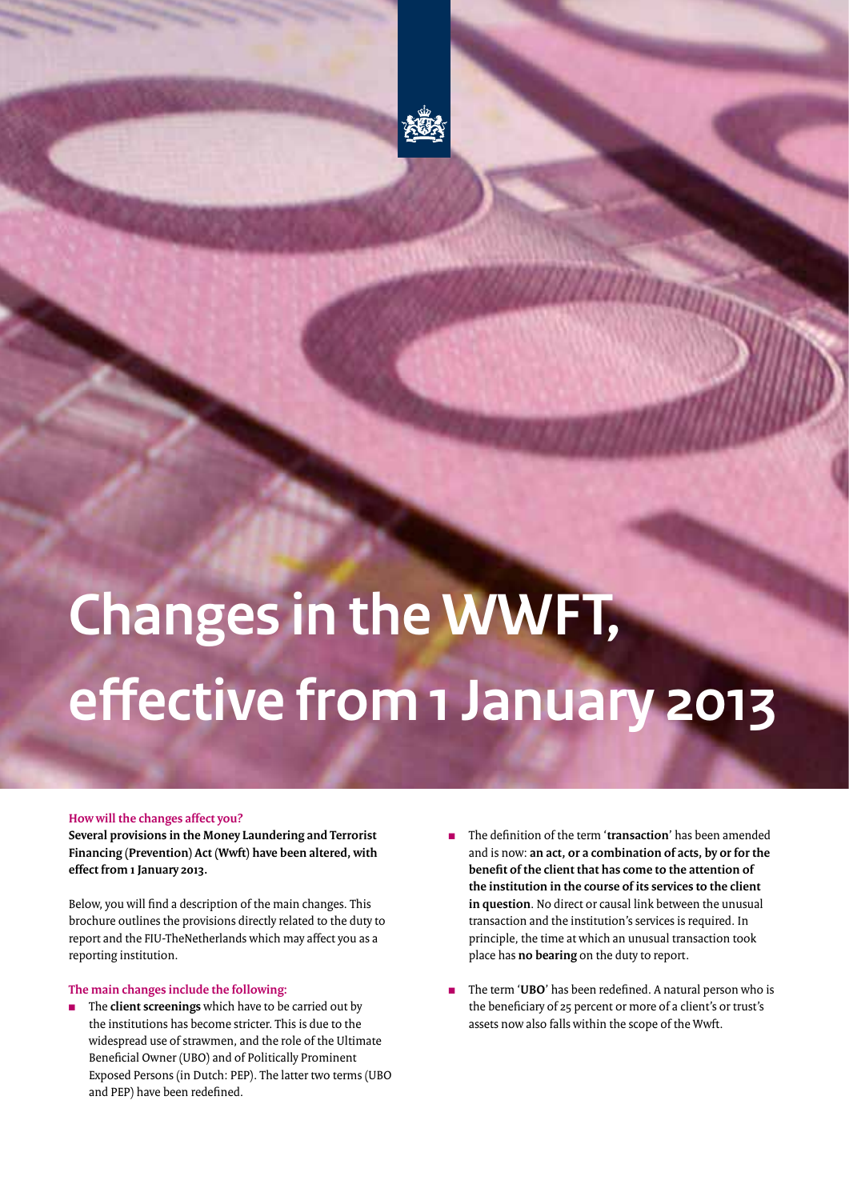# Changes in the WWFT, effective from 1 January 2013

### How will the changes affect you?

**Several provisions in the Money Laundering and Terrorist Financing (Prevention) Act (Wwft) have been altered, with effect from 1 January 2013.**

Below, you will find a description of the main changes. This brochure outlines the provisions directly related to the duty to report and the FIU-TheNetherlands which may affect you as a reporting institution.

### The main changes include the following:

- The **client screenings** which have to be carried out by the institutions has become stricter. This is due to the widespread use of strawmen, and the role of the Ultimate Beneficial Owner (UBO) and of Politically Prominent Exposed Persons (in Dutch: PEP). The latter two terms (UBO and PEP) have been redefined.
- The definition of the term '**transaction**' has been amended and is now: **an act, or a combination of acts, by or for the benefit of the client that has come to the attention of the institution in the course of its services to the client in question**. No direct or causal link between the unusual transaction and the institution's services is required. In principle, the time at which an unusual transaction took place has **no bearing** on the duty to report.
- The term '**UBO**' has been redefined. A natural person who is the beneficiary of 25 percent or more of a client's or trust's assets now also falls within the scope of the Wwft.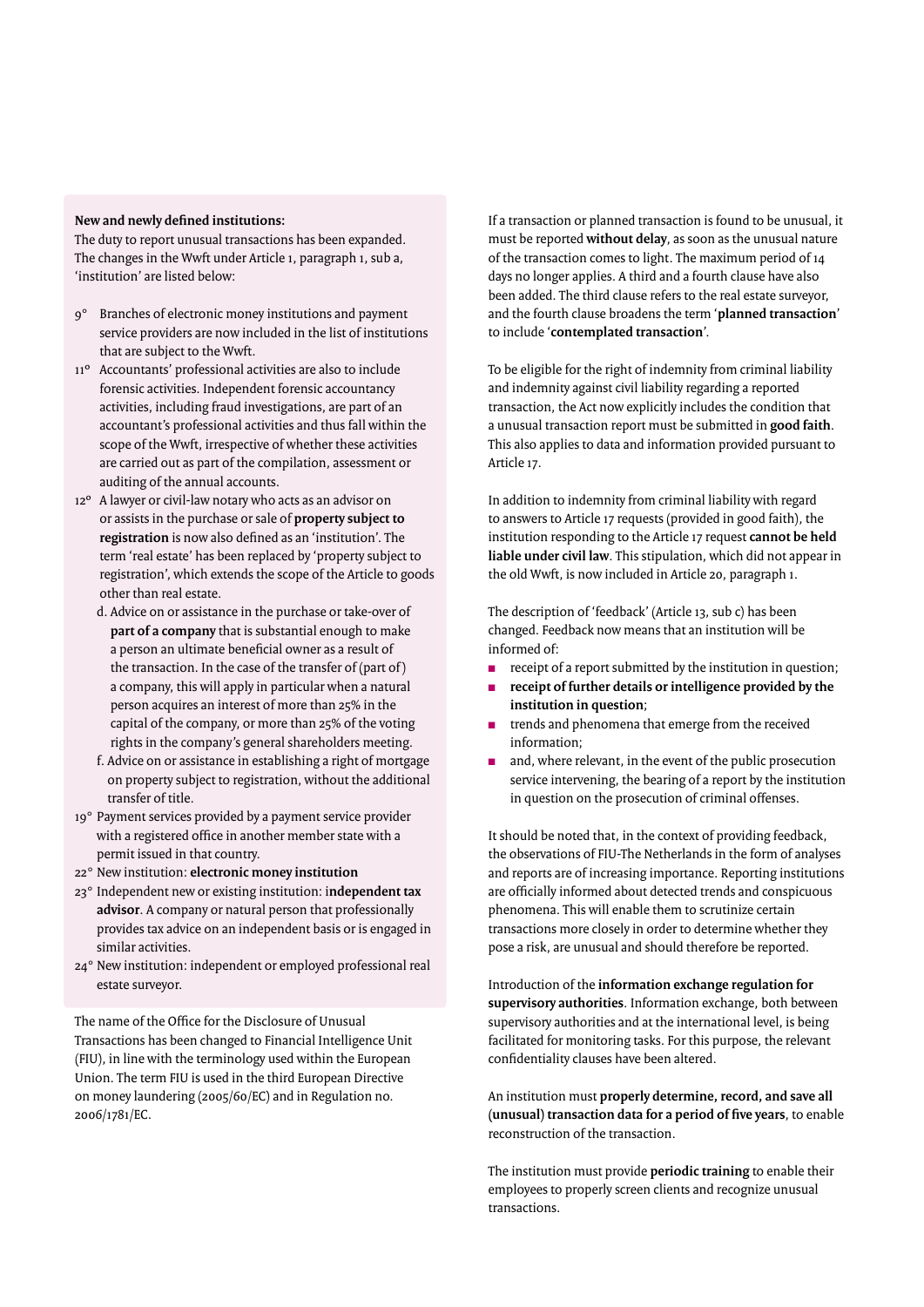**New and newly defined institutions:**

The duty to report unusual transactions has been expanded. The changes in the Wwft under Article 1, paragraph 1, sub a, 'institution' are listed below:

- 9° Branches of electronic money institutions and payment service providers are now included in the list of institutions that are subject to the Wwft.
- 11° Accountants' professional activities are also to include forensic activities. Independent forensic accountancy activities, including fraud investigations, are part of an accountant's professional activities and thus fall within the scope of the Wwft, irrespective of whether these activities are carried out as part of the compilation, assessment or auditing of the annual accounts.
- 12° A lawyer or civil-law notary who acts as an advisor on or assists in the purchase or sale of **property subject to registration** is now also defined as an 'institution'. The term 'real estate' has been replaced by 'property subject to registration', which extends the scope of the Article to goods other than real estate.
  - d. Advice on or assistance in the purchase or take-over of **part of a company** that is substantial enough to make a person an ultimate beneficial owner as a result of the transaction. In the case of the transfer of (part of) a company, this will apply in particular when a natural person acquires an interest of more than 25% in the capital of the company, or more than 25% of the voting rights in the company's general shareholders meeting.
  - f. Advice on or assistance in establishing a right of mortgage on property subject to registration, without the additional transfer of title.
- 19° Payment services provided by a payment service provider with a registered office in another member state with a permit issued in that country.
- 22° New institution: **electronic money institution**
- 23° Independent new or existing institution: i**ndependent tax advisor**. A company or natural person that professionally provides tax advice on an independent basis or is engaged in similar activities.
- 24° New institution: independent or employed professional real estate surveyor.

The name of the Office for the Disclosure of Unusual Transactions has been changed to Financial Intelligence Unit (FIU), in line with the terminology used within the European Union. The term FIU is used in the third European Directive on money laundering (2005/60/EC) and in Regulation no. 2006/1781/EC.

If a transaction or planned transaction is found to be unusual, it must be reported **without delay**, as soon as the unusual nature of the transaction comes to light. The maximum period of 14 days no longer applies. A third and a fourth clause have also been added. The third clause refers to the real estate surveyor, and the fourth clause broadens the term '**planned transaction**' to include '**contemplated transaction**'.

To be eligible for the right of indemnity from criminal liability and indemnity against civil liability regarding a reported transaction, the Act now explicitly includes the condition that a unusual transaction report must be submitted in **good faith**. This also applies to data and information provided pursuant to Article 17.

In addition to indemnity from criminal liability with regard to answers to Article 17 requests (provided in good faith), the institution responding to the Article 17 request **cannot be held liable under civil law**. This stipulation, which did not appear in the old Wwft, is now included in Article 20, paragraph 1.

The description of 'feedback' (Article 13, sub c) has been changed. Feedback now means that an institution will be informed of:

- receipt of a report submitted by the institution in question;
- **receipt of further details or intelligence provided by the institution in question**;
- trends and phenomena that emerge from the received information;
- and, where relevant, in the event of the public prosecution service intervening, the bearing of a report by the institution in question on the prosecution of criminal offenses.

It should be noted that, in the context of providing feedback, the observations of FIU-The Netherlands in the form of analyses and reports are of increasing importance. Reporting institutions are officially informed about detected trends and conspicuous phenomena. This will enable them to scrutinize certain transactions more closely in order to determine whether they pose a risk, are unusual and should therefore be reported.

Introduction of the **information exchange regulation for supervisory authorities**. Information exchange, both between supervisory authorities and at the international level, is being facilitated for monitoring tasks. For this purpose, the relevant confidentiality clauses have been altered.

An institution must **properly determine, record, and save all (unusual) transaction data for a period of five years**, to enable reconstruction of the transaction.

The institution must provide **periodic training** to enable their employees to properly screen clients and recognize unusual transactions.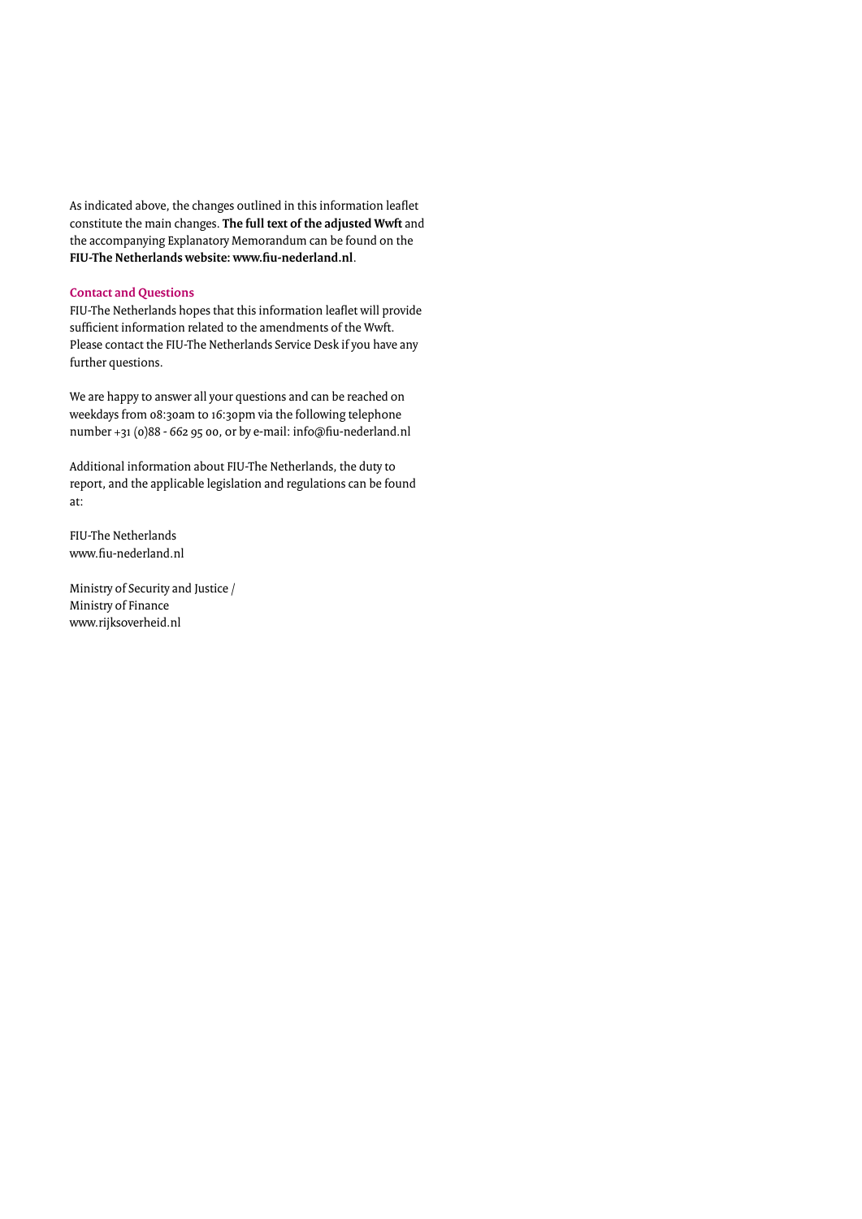As indicated above, the changes outlined in this information leaflet constitute the main changes. **The full text of the adjusted Wwft** and the accompanying Explanatory Memorandum can be found on the **FIU-The Netherlands website: www.fiu-nederland.nl**.

## Contact and Questions

FIU-The Netherlands hopes that this information leaflet will provide sufficient information related to the amendments of the Wwft. Please contact the FIU-The Netherlands Service Desk if you have any further questions.

We are happy to answer all your questions and can be reached on weekdays from 08:30am to 16:30pm via the following telephone number +31 (0)88 - 662 95 00, or by e-mail: info@fiu-nederland.nl

Additional information about FIU-The Netherlands, the duty to report, and the applicable legislation and regulations can be found at:

FIU-The Netherlands
www.fiu-nederland.nl

Ministry of Security and Justice /
Ministry of Finance
www.rijksoverheid.nl